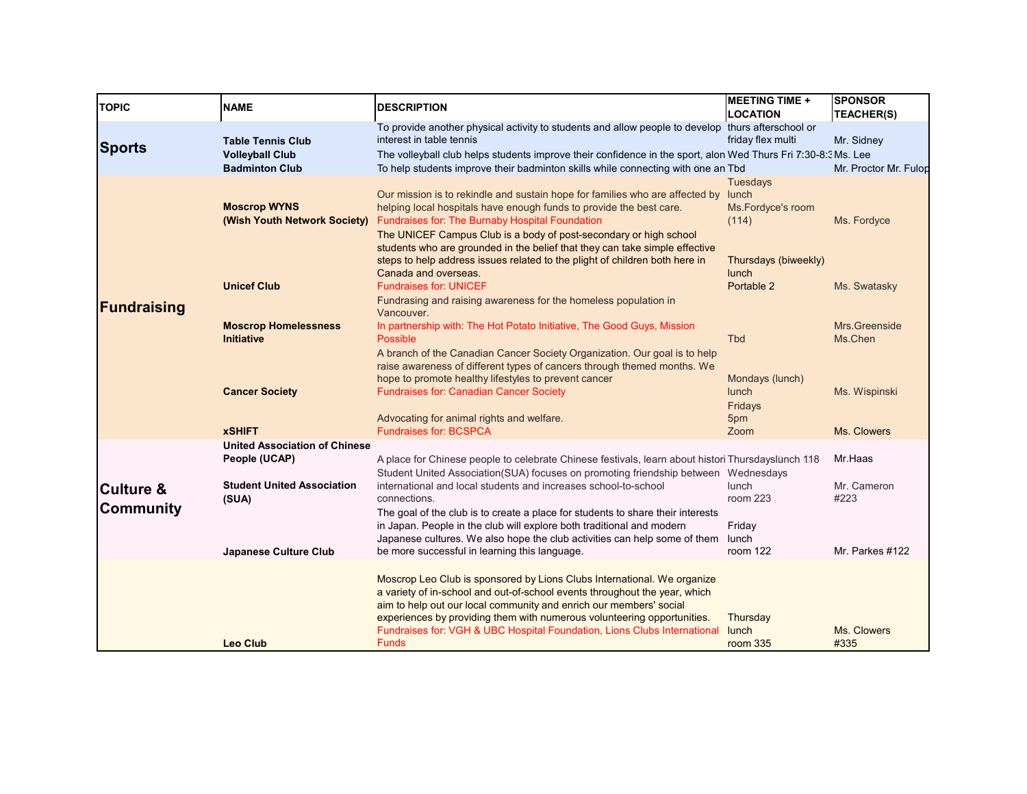| TOPIC | NAME | DESCRIPTION | MEETING TIME + LOCATION | SPONSOR TEACHER(S) |
|---|---|---|---|---|
| **Sports** | **Table Tennis Club** | To provide another physical activity to students and allow people to develop interest in table tennis | thurs afterschool or friday flex multi | Mr. Sidney |
| | **Volleyball Club** | The volleyball club helps students improve their confidence in the sport, alon | Wed Thurs Fri 7:30-8:3 | Ms. Lee |
| | **Badminton Club** | To help students improve their badminton skills while connecting with one an | Tbd | Mr. Proctor Mr. Fulop |
| **Fundraising** | **Moscrop WYNS (Wish Youth Network Society)** | Our mission is to rekindle and sustain hope for families who are affected by helping local hospitals have enough funds to provide the best care. Fundraises for: The Burnaby Hospital Foundation | Tuesdays lunch Ms.Fordyce's room (114) | Ms. Fordyce |
| | **Unicef Club** | The UNICEF Campus Club is a body of post-secondary or high school students who are grounded in the belief that they can take simple effective steps to help address issues related to the plight of children both here in Canada and overseas. Fundraises for: UNICEF | Thursdays (biweekly) lunch Portable 2 | Ms. Swatasky |
| | **Moscrop Homelessness Initiative** | Fundrasing and raising awareness for the homeless population in Vancouver. In partnership with: The Hot Potato Initiative, The Good Guys, Mission Possible | Tbd | Mrs.Greenside Ms.Chen |
| | **Cancer Society** | A branch of the Canadian Cancer Society Organization. Our goal is to help raise awareness of different types of cancers through themed months. We hope to promote healthy lifestyles to prevent cancer Fundraises for: Canadian Cancer Society | Mondays (lunch) lunch | Ms. Wispinski |
| | **xSHIFT** | Advocating for animal rights and welfare. Fundraises for: BCSPCA | Fridays 5pm Zoom | Ms. Clowers |
| **Culture & Community** | **United Association of Chinese People (UCAP)** | A place for Chinese people to celebrate Chinese festivals, learn about histori | Thursdaylunch 118 | Mr.Haas |
| | **Student United Association (SUA)** | Student United Association(SUA) focuses on promoting friendship between international and local students and increases school-to-school connections. | Wednesdays lunch room 223 | Mr. Cameron #223 |
| | **Japanese Culture Club** | The goal of the club is to create a place for students to share their interests in Japan. People in the club will explore both traditional and modern Japanese cultures. We also hope the club activities can help some of them be more successful in learning this language. | Friday lunch room 122 | Mr. Parkes #122 |
| | **Leo Club** | Moscrop Leo Club is sponsored by Lions Clubs International. We organize a variety of in-school and out-of-school events throughout the year, which aim to help out our local community and enrich our members' social experiences by providing them with numerous volunteering opportunities. Fundraises for: VGH & UBC Hospital Foundation, Lions Clubs International Funds | Thursday lunch room 335 | Ms. Clowers #335 |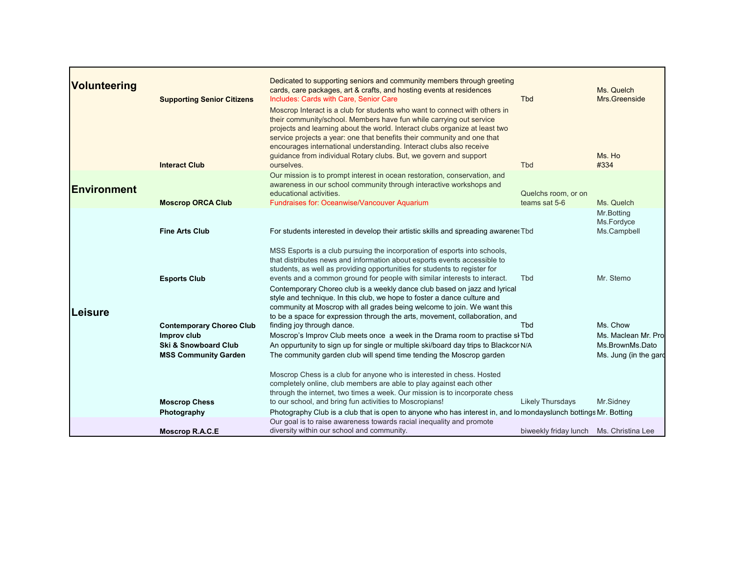| Category | Club | Description | Meeting | Sponsor |
|---|---|---|---|---|
| **Volunteering** | **Supporting Senior Citizens** | Dedicated to supporting seniors and community members through greeting cards, care packages, art & crafts, and hosting events at residences Includes: Cards with Care, Senior Care | Tbd | Ms. Quelch Mrs.Greenside |
| | **Interact Club** | Moscrop Interact is a club for students who want to connect with others in their community/school. Members have fun while carrying out service projects and learning about the world. Interact clubs organize at least two service projects a year: one that benefits their community and one that encourages international understanding. Interact clubs also receive guidance from individual Rotary clubs. But, we govern and support ourselves. | Tbd | Ms. Ho #334 |
| **Environment** | **Moscrop ORCA Club** | Our mission is to prompt interest in ocean restoration, conservation, and awareness in our school community through interactive workshops and educational activities. Fundraises for: Oceanwise/Vancouver Aquarium | Quelchs room, or on teams sat 5-6 | Ms. Quelch |
| **Leisure** | **Fine Arts Club** | For students interested in develop their artistic skills and spreading awarenes | Tbd | Mr.Botting Ms.Fordyce Ms.Campbell |
| | **Esports Club** | MSS Esports is a club pursuing the incorporation of esports into schools, that distributes news and information about esports events accessible to students, as well as providing opportunities for students to register for events and a common ground for people with similar interests to interact. | Tbd | Mr. Stemo |
| | **Contemporary Choreo Club** | Contemporary Choreo club is a weekly dance club based on jazz and lyrical style and technique. In this club, we hope to foster a dance culture and community at Moscrop with all grades being welcome to join. We want this to be a space for expression through the arts, movement, collaboration, and finding joy through dance. | Tbd | Ms. Chow |
| | **Improv club** | Moscrop's Improv Club meets once a week in the Drama room to practise sk | Tbd | Ms. Maclean Mr. Pro |
| | **Ski & Snowboard Club** | An oppurtunity to sign up for single or multiple ski/board day trips to Blackcor | N/A | Ms.BrownMs.Dato |
| | **MSS Community Garden** | The community garden club will spend time tending the Moscrop garden | | Ms. Jung (in the gard |
| | **Moscrop Chess** | Moscrop Chess is a club for anyone who is interested in chess. Hosted completely online, club members are able to play against each other through the internet, two times a week. Our mission is to incorporate chess to our school, and bring fun activities to Moscropians! | Likely Thursdays | Mr.Sidney |
| | **Photography** | Photography Club is a club that is open to anyone who has interest in, and lo | mondayslunch bottings | Mr. Botting |
| | **Moscrop R.A.C.E** | Our goal is to raise awareness towards racial inequality and promote diversity within our school and community. | biweekly friday lunch | Ms. Christina Lee |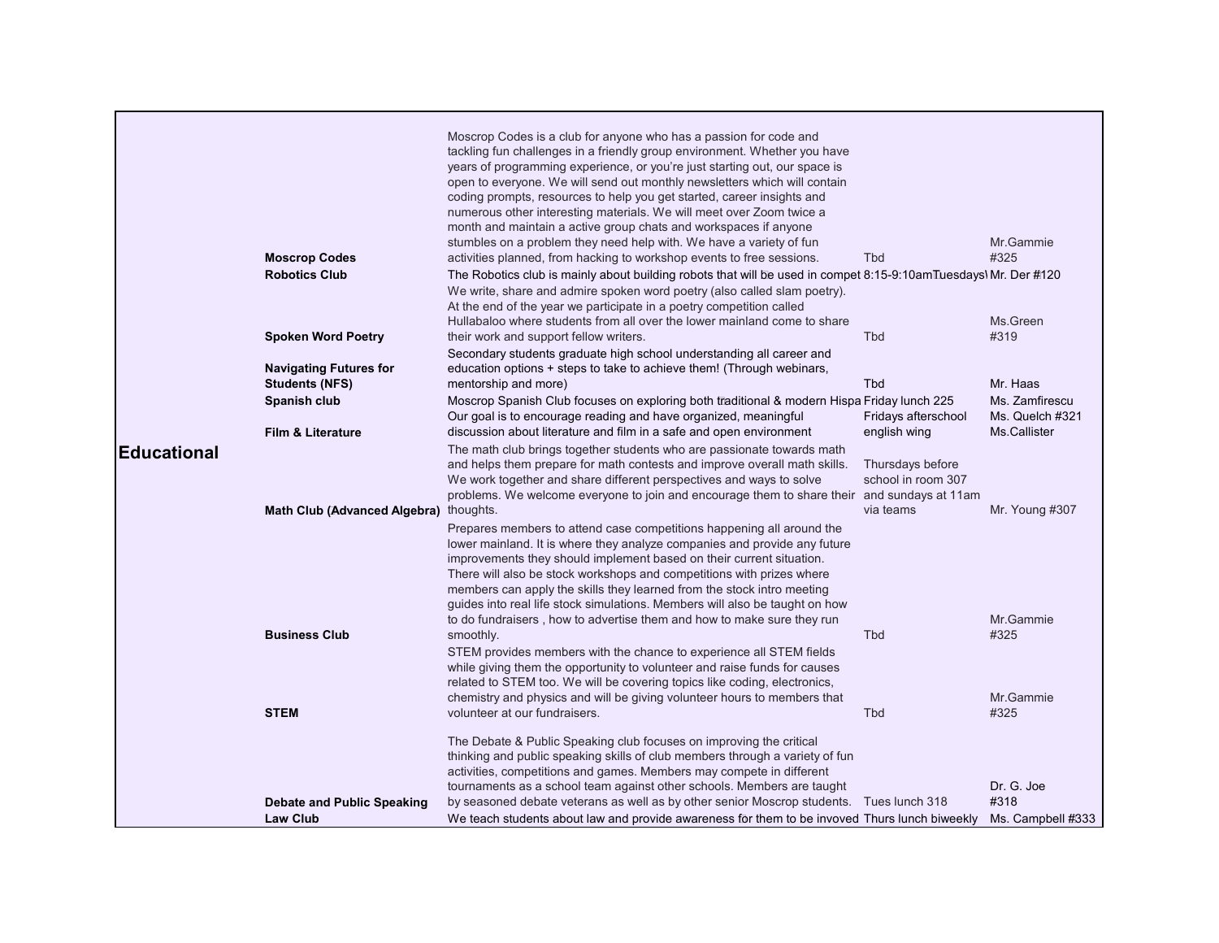| | | | | |
|---|---|---|---|---|
| Educational | **Moscrop Codes** | Moscrop Codes is a club for anyone who has a passion for code and tackling fun challenges in a friendly group environment. Whether you have years of programming experience, or you're just starting out, our space is open to everyone. We will send out monthly newsletters which will contain coding prompts, resources to help you get started, career insights and numerous other interesting materials. We will meet over Zoom twice a month and maintain a active group chats and workspaces if anyone stumbles on a problem they need help with. We have a variety of fun activities planned, from hacking to workshop events to free sessions. | Tbd | Mr.Gammie #325 |
| | **Robotics Club** | The Robotics club is mainly about building robots that will be used in compet | 8:15-9:10amTuesdays\ | Mr. Der #120 |
| | **Spoken Word Poetry** | We write, share and admire spoken word poetry (also called slam poetry). At the end of the year we participate in a poetry competition called Hullabaloo where students from all over the lower mainland come to share their work and support fellow writers. | Tbd | Ms.Green #319 |
| | **Navigating Futures for Students (NFS)** | Secondary students graduate high school understanding all career and education options + steps to take to achieve them! (Through webinars, mentorship and more) | Tbd | Mr. Haas |
| | **Spanish club** | Moscrop Spanish Club focuses on exploring both traditional & modern Hispa | Friday lunch 225 | Ms. Zamfirescu |
| | **Film & Literature** | Our goal is to encourage reading and have organized, meaningful discussion about literature and film in a safe and open environment | Fridays afterschool english wing | Ms. Quelch #321 Ms.Callister |
| | **Math Club (Advanced Algebra)** | The math club brings together students who are passionate towards math and helps them prepare for math contests and improve overall math skills. We work together and share different perspectives and ways to solve problems. We welcome everyone to join and encourage them to share their thoughts. | Thursdays before school in room 307 and sundays at 11am via teams | Mr. Young #307 |
| | **Business Club** | Prepares members to attend case competitions happening all around the lower mainland. It is where they analyze companies and provide any future improvements they should implement based on their current situation. There will also be stock workshops and competitions with prizes where members can apply the skills they learned from the stock intro meeting guides into real life stock simulations. Members will also be taught on how to do fundraisers , how to advertise them and how to make sure they run smoothly. | Tbd | Mr.Gammie #325 |
| | **STEM** | STEM provides members with the chance to experience all STEM fields while giving them the opportunity to volunteer and raise funds for causes related to STEM too. We will be covering topics like coding, electronics, chemistry and physics and will be giving volunteer hours to members that volunteer at our fundraisers. | Tbd | Mr.Gammie #325 |
| | **Debate and Public Speaking** | The Debate & Public Speaking club focuses on improving the critical thinking and public speaking skills of club members through a variety of fun activities, competitions and games. Members may compete in different tournaments as a school team against other schools. Members are taught by seasoned debate veterans as well as by other senior Moscrop students. | Tues lunch 318 | Dr. G. Joe #318 |
| | **Law Club** | We teach students about law and provide awareness for them to be invoved | Thurs lunch biweekly | Ms. Campbell #333 |